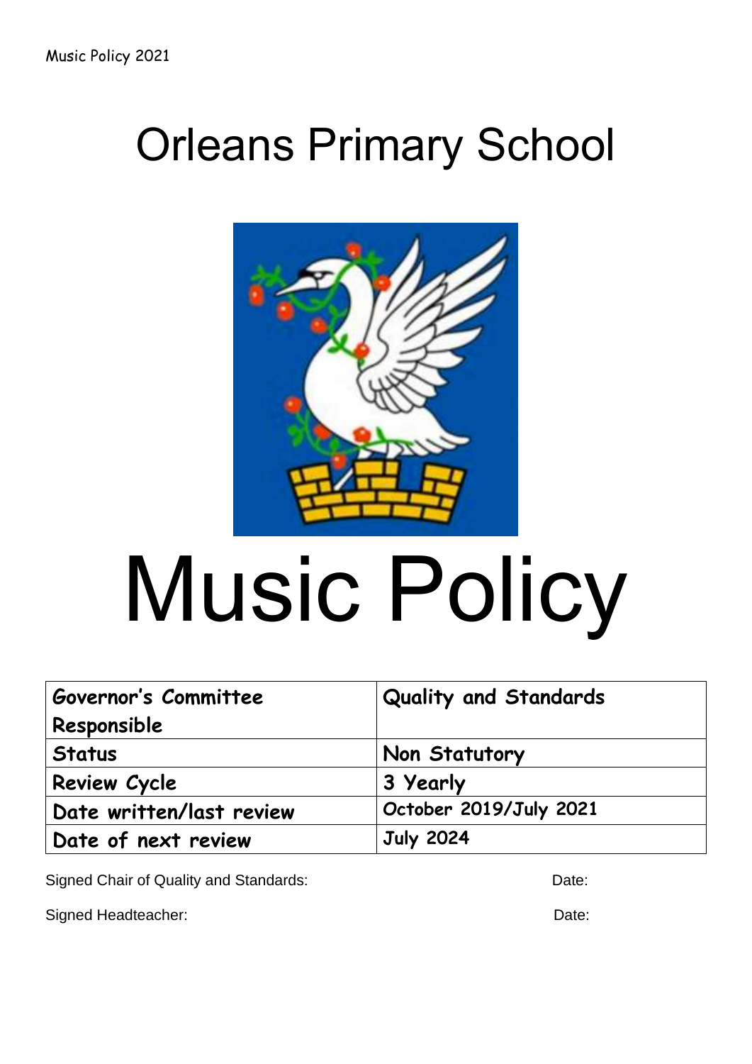# Orleans Primary School

# Music Policy

| Governor's Committee Responsible | Quality and Standards |
|---|---|
| Status | Non Statutory |
| Review Cycle | 3 Yearly |
| Date written/last review | October 2019/July 2021 |
| Date of next review | July 2024 |

Signed Chair of Quality and Standards: Date:

Signed Headteacher: Date: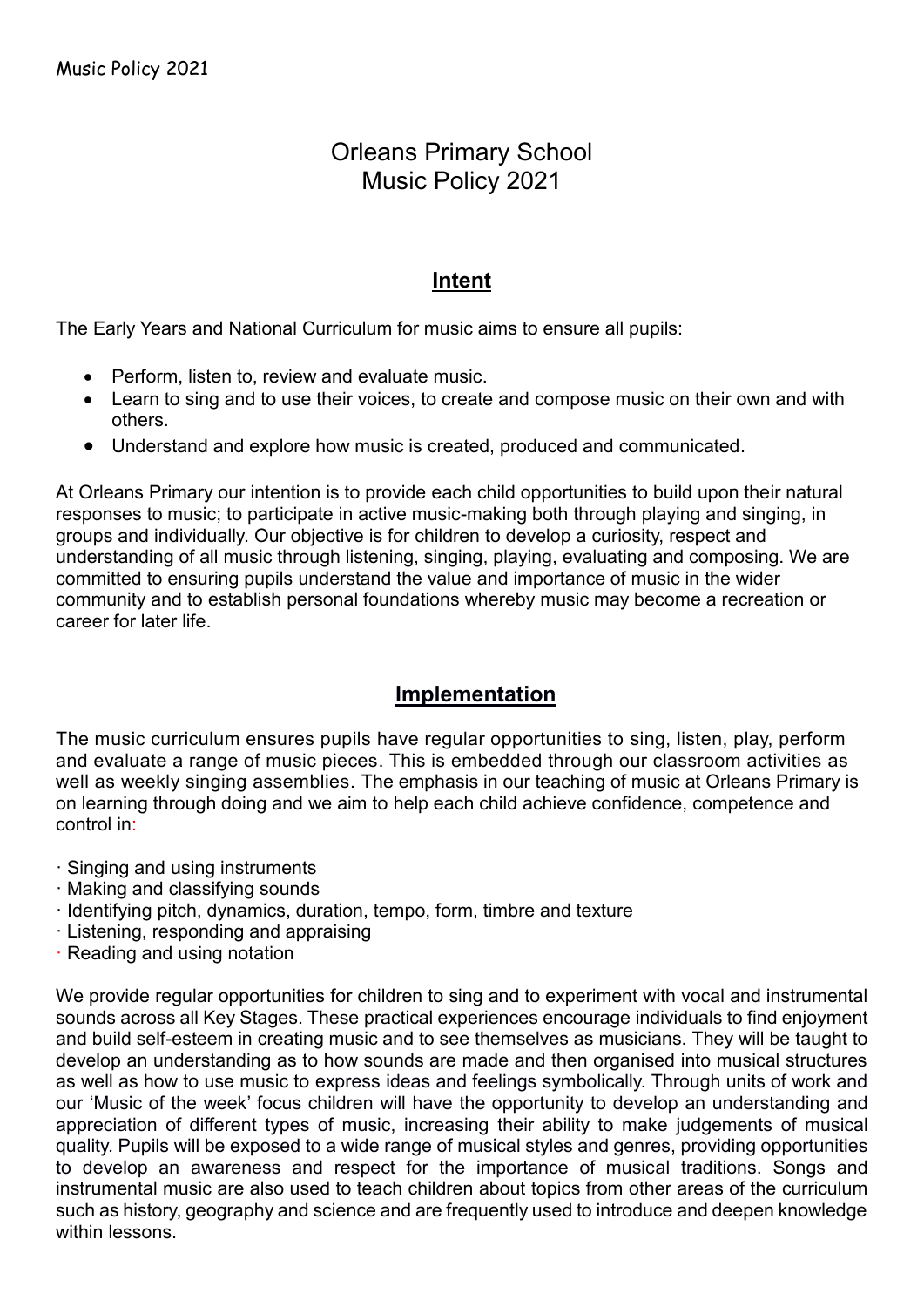# Orleans Primary School
# Music Policy 2021

## Intent

The Early Years and National Curriculum for music aims to ensure all pupils:

- Perform, listen to, review and evaluate music.
- Learn to sing and to use their voices, to create and compose music on their own and with others.
- Understand and explore how music is created, produced and communicated.

At Orleans Primary our intention is to provide each child opportunities to build upon their natural responses to music; to participate in active music-making both through playing and singing, in groups and individually. Our objective is for children to develop a curiosity, respect and understanding of all music through listening, singing, playing, evaluating and composing. We are committed to ensuring pupils understand the value and importance of music in the wider community and to establish personal foundations whereby music may become a recreation or career for later life.

## Implementation

The music curriculum ensures pupils have regular opportunities to sing, listen, play, perform and evaluate a range of music pieces. This is embedded through our classroom activities as well as weekly singing assemblies. The emphasis in our teaching of music at Orleans Primary is on learning through doing and we aim to help each child achieve confidence, competence and control in:

- Singing and using instruments
- Making and classifying sounds
- Identifying pitch, dynamics, duration, tempo, form, timbre and texture
- Listening, responding and appraising
- Reading and using notation

We provide regular opportunities for children to sing and to experiment with vocal and instrumental sounds across all Key Stages. These practical experiences encourage individuals to find enjoyment and build self-esteem in creating music and to see themselves as musicians. They will be taught to develop an understanding as to how sounds are made and then organised into musical structures as well as how to use music to express ideas and feelings symbolically. Through units of work and our 'Music of the week' focus children will have the opportunity to develop an understanding and appreciation of different types of music, increasing their ability to make judgements of musical quality. Pupils will be exposed to a wide range of musical styles and genres, providing opportunities to develop an awareness and respect for the importance of musical traditions. Songs and instrumental music are also used to teach children about topics from other areas of the curriculum such as history, geography and science and are frequently used to introduce and deepen knowledge within lessons.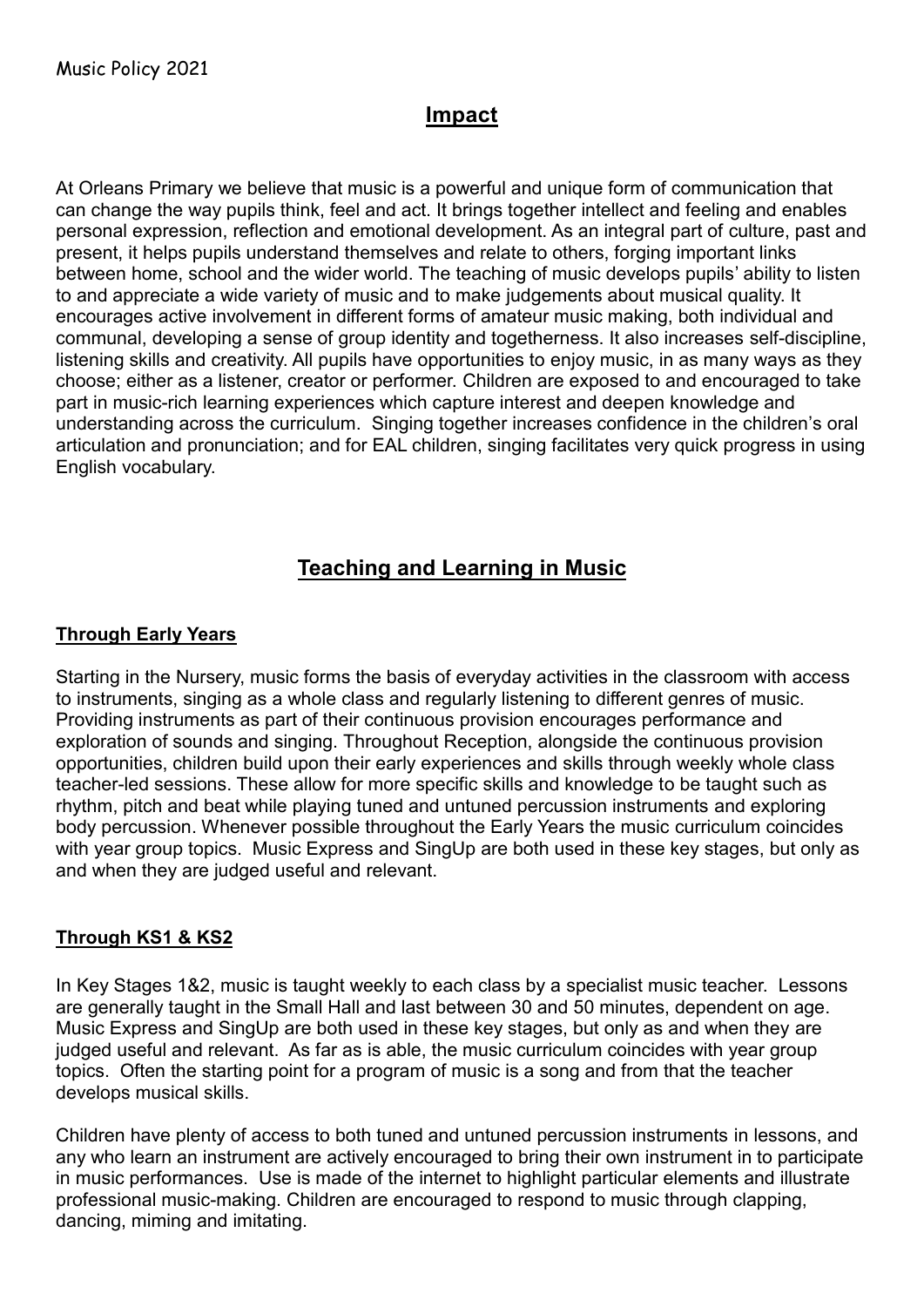## Impact

At Orleans Primary we believe that music is a powerful and unique form of communication that can change the way pupils think, feel and act. It brings together intellect and feeling and enables personal expression, reflection and emotional development. As an integral part of culture, past and present, it helps pupils understand themselves and relate to others, forging important links between home, school and the wider world. The teaching of music develops pupils' ability to listen to and appreciate a wide variety of music and to make judgements about musical quality. It encourages active involvement in different forms of amateur music making, both individual and communal, developing a sense of group identity and togetherness. It also increases self-discipline, listening skills and creativity. All pupils have opportunities to enjoy music, in as many ways as they choose; either as a listener, creator or performer. Children are exposed to and encouraged to take part in music-rich learning experiences which capture interest and deepen knowledge and understanding across the curriculum. Singing together increases confidence in the children's oral articulation and pronunciation; and for EAL children, singing facilitates very quick progress in using English vocabulary.

## Teaching and Learning in Music

### Through Early Years

Starting in the Nursery, music forms the basis of everyday activities in the classroom with access to instruments, singing as a whole class and regularly listening to different genres of music. Providing instruments as part of their continuous provision encourages performance and exploration of sounds and singing. Throughout Reception, alongside the continuous provision opportunities, children build upon their early experiences and skills through weekly whole class teacher-led sessions. These allow for more specific skills and knowledge to be taught such as rhythm, pitch and beat while playing tuned and untuned percussion instruments and exploring body percussion. Whenever possible throughout the Early Years the music curriculum coincides with year group topics. Music Express and SingUp are both used in these key stages, but only as and when they are judged useful and relevant.

### Through KS1 & KS2

In Key Stages 1&2, music is taught weekly to each class by a specialist music teacher. Lessons are generally taught in the Small Hall and last between 30 and 50 minutes, dependent on age. Music Express and SingUp are both used in these key stages, but only as and when they are judged useful and relevant. As far as is able, the music curriculum coincides with year group topics. Often the starting point for a program of music is a song and from that the teacher develops musical skills.

Children have plenty of access to both tuned and untuned percussion instruments in lessons, and any who learn an instrument are actively encouraged to bring their own instrument in to participate in music performances. Use is made of the internet to highlight particular elements and illustrate professional music-making. Children are encouraged to respond to music through clapping, dancing, miming and imitating.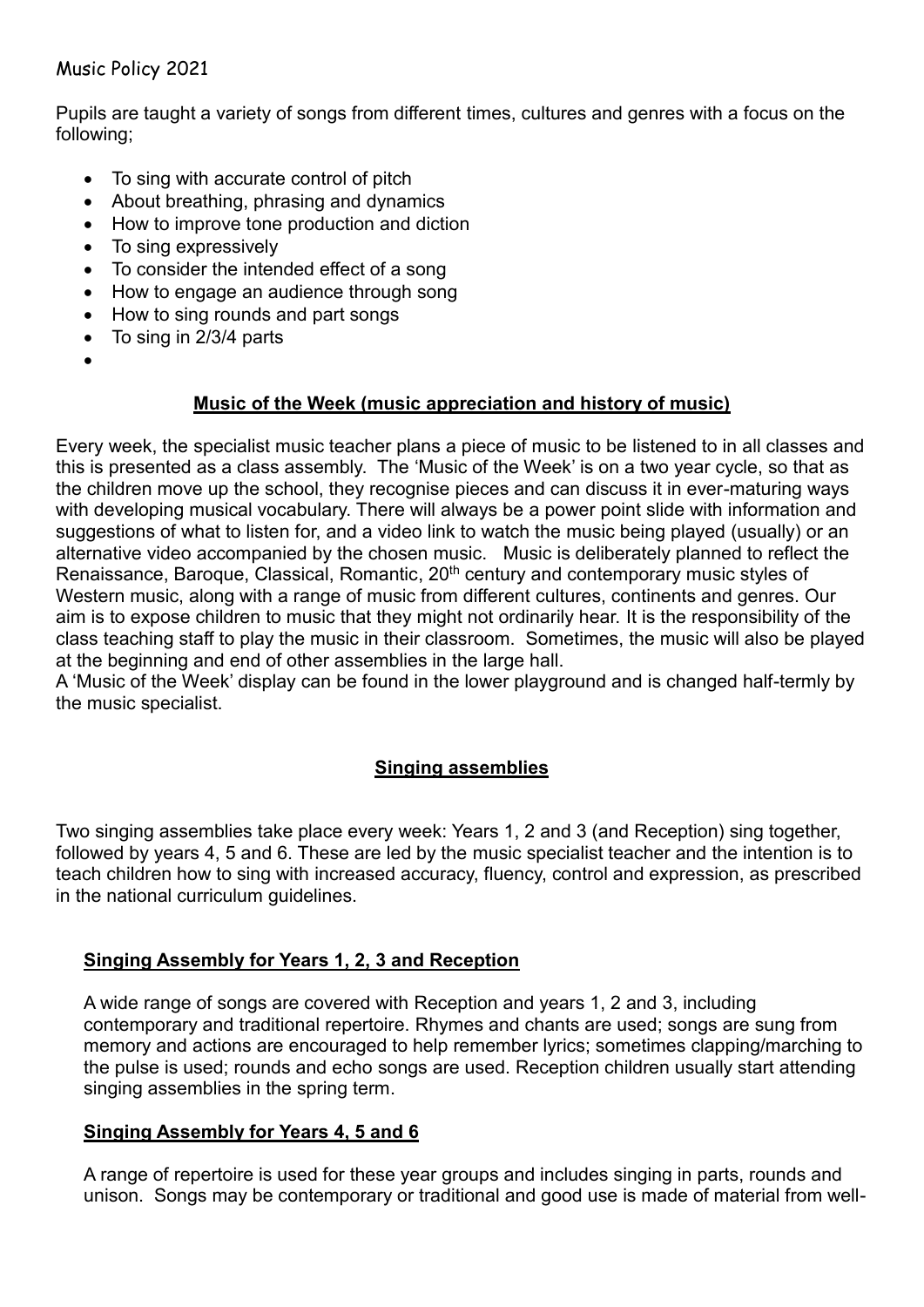Music Policy 2021

Pupils are taught a variety of songs from different times, cultures and genres with a focus on the following;

- To sing with accurate control of pitch
- About breathing, phrasing and dynamics
- How to improve tone production and diction
- To sing expressively
- To consider the intended effect of a song
- How to engage an audience through song
- How to sing rounds and part songs
- To sing in 2/3/4 parts

## **Music of the Week (music appreciation and history of music)**

Every week, the specialist music teacher plans a piece of music to be listened to in all classes and this is presented as a class assembly. The 'Music of the Week' is on a two year cycle, so that as the children move up the school, they recognise pieces and can discuss it in ever-maturing ways with developing musical vocabulary. There will always be a power point slide with information and suggestions of what to listen for, and a video link to watch the music being played (usually) or an alternative video accompanied by the chosen music. Music is deliberately planned to reflect the Renaissance, Baroque, Classical, Romantic, 20th century and contemporary music styles of Western music, along with a range of music from different cultures, continents and genres. Our aim is to expose children to music that they might not ordinarily hear. It is the responsibility of the class teaching staff to play the music in their classroom. Sometimes, the music will also be played at the beginning and end of other assemblies in the large hall.

A 'Music of the Week' display can be found in the lower playground and is changed half-termly by the music specialist.

## **Singing assemblies**

Two singing assemblies take place every week: Years 1, 2 and 3 (and Reception) sing together, followed by years 4, 5 and 6. These are led by the music specialist teacher and the intention is to teach children how to sing with increased accuracy, fluency, control and expression, as prescribed in the national curriculum guidelines.

### **Singing Assembly for Years 1, 2, 3 and Reception**

A wide range of songs are covered with Reception and years 1, 2 and 3, including contemporary and traditional repertoire. Rhymes and chants are used; songs are sung from memory and actions are encouraged to help remember lyrics; sometimes clapping/marching to the pulse is used; rounds and echo songs are used. Reception children usually start attending singing assemblies in the spring term.

### **Singing Assembly for Years 4, 5 and 6**

A range of repertoire is used for these year groups and includes singing in parts, rounds and unison. Songs may be contemporary or traditional and good use is made of material from well-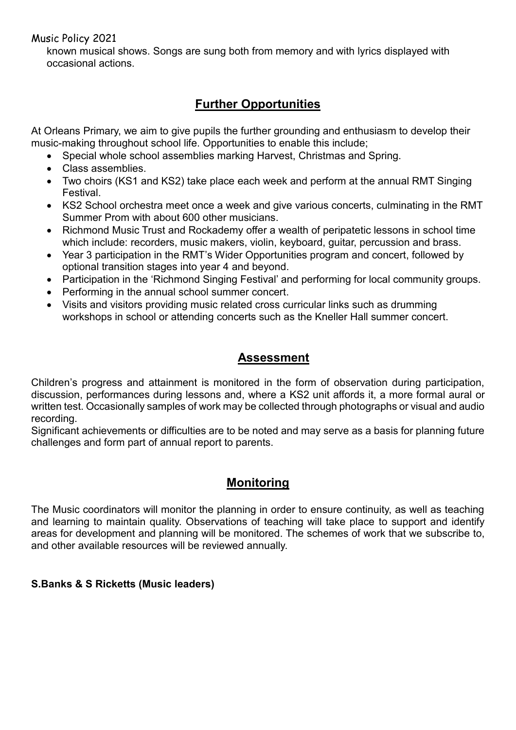known musical shows. Songs are sung both from memory and with lyrics displayed with occasional actions.

## Further Opportunities

At Orleans Primary, we aim to give pupils the further grounding and enthusiasm to develop their music-making throughout school life. Opportunities to enable this include;

- Special whole school assemblies marking Harvest, Christmas and Spring.
- Class assemblies.
- Two choirs (KS1 and KS2) take place each week and perform at the annual RMT Singing Festival.
- KS2 School orchestra meet once a week and give various concerts, culminating in the RMT Summer Prom with about 600 other musicians.
- Richmond Music Trust and Rockademy offer a wealth of peripatetic lessons in school time which include: recorders, music makers, violin, keyboard, guitar, percussion and brass.
- Year 3 participation in the RMT's Wider Opportunities program and concert, followed by optional transition stages into year 4 and beyond.
- Participation in the 'Richmond Singing Festival' and performing for local community groups.
- Performing in the annual school summer concert.
- Visits and visitors providing music related cross curricular links such as drumming workshops in school or attending concerts such as the Kneller Hall summer concert.

## Assessment

Children's progress and attainment is monitored in the form of observation during participation, discussion, performances during lessons and, where a KS2 unit affords it, a more formal aural or written test. Occasionally samples of work may be collected through photographs or visual and audio recording.

Significant achievements or difficulties are to be noted and may serve as a basis for planning future challenges and form part of annual report to parents.

## Monitoring

The Music coordinators will monitor the planning in order to ensure continuity, as well as teaching and learning to maintain quality. Observations of teaching will take place to support and identify areas for development and planning will be monitored. The schemes of work that we subscribe to, and other available resources will be reviewed annually.

**S.Banks & S Ricketts (Music leaders)**